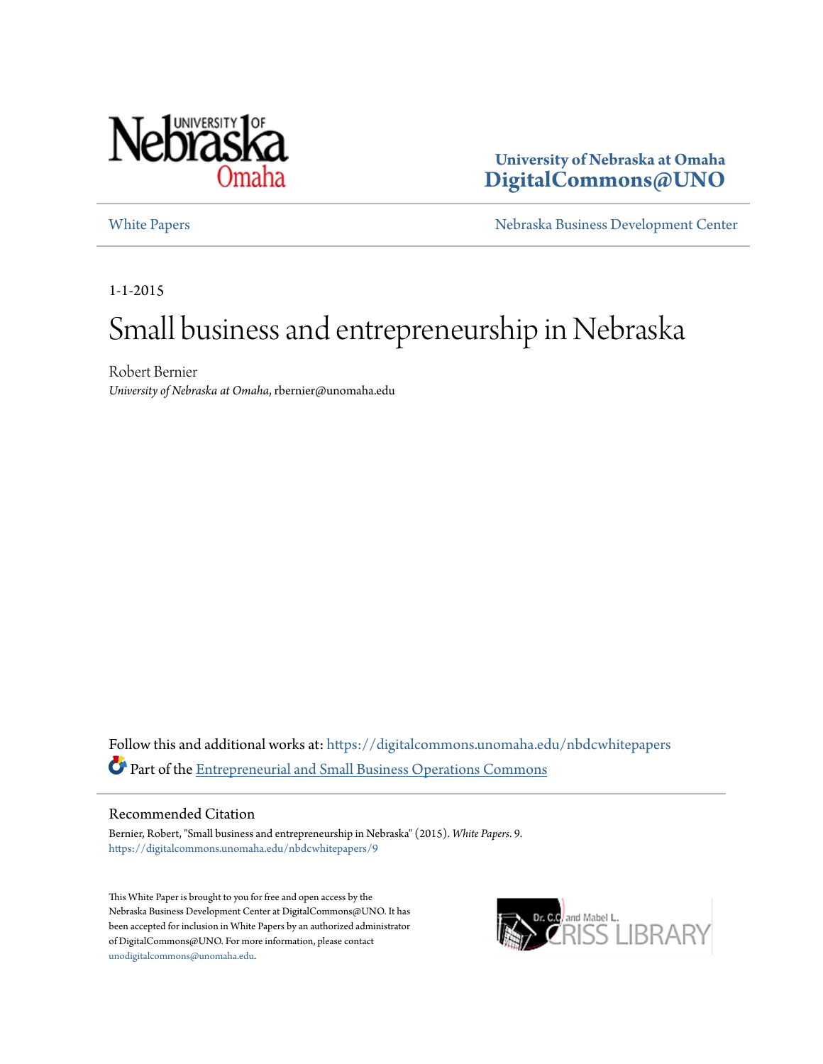University of Nebraska at Omaha
**DigitalCommons@UNO**

White Papers — Nebraska Business Development Center

1-1-2015

# Small business and entrepreneurship in Nebraska

Robert Bernier
*University of Nebraska at Omaha*, rbernier@unomaha.edu

Follow this and additional works at: https://digitalcommons.unomaha.edu/nbdcwhitepapers

Part of the Entrepreneurial and Small Business Operations Commons

## Recommended Citation

Bernier, Robert, "Small business and entrepreneurship in Nebraska" (2015). *White Papers*. 9.
https://digitalcommons.unomaha.edu/nbdcwhitepapers/9

This White Paper is brought to you for free and open access by the Nebraska Business Development Center at DigitalCommons@UNO. It has been accepted for inclusion in White Papers by an authorized administrator of DigitalCommons@UNO. For more information, please contact unodigitalcommons@unomaha.edu.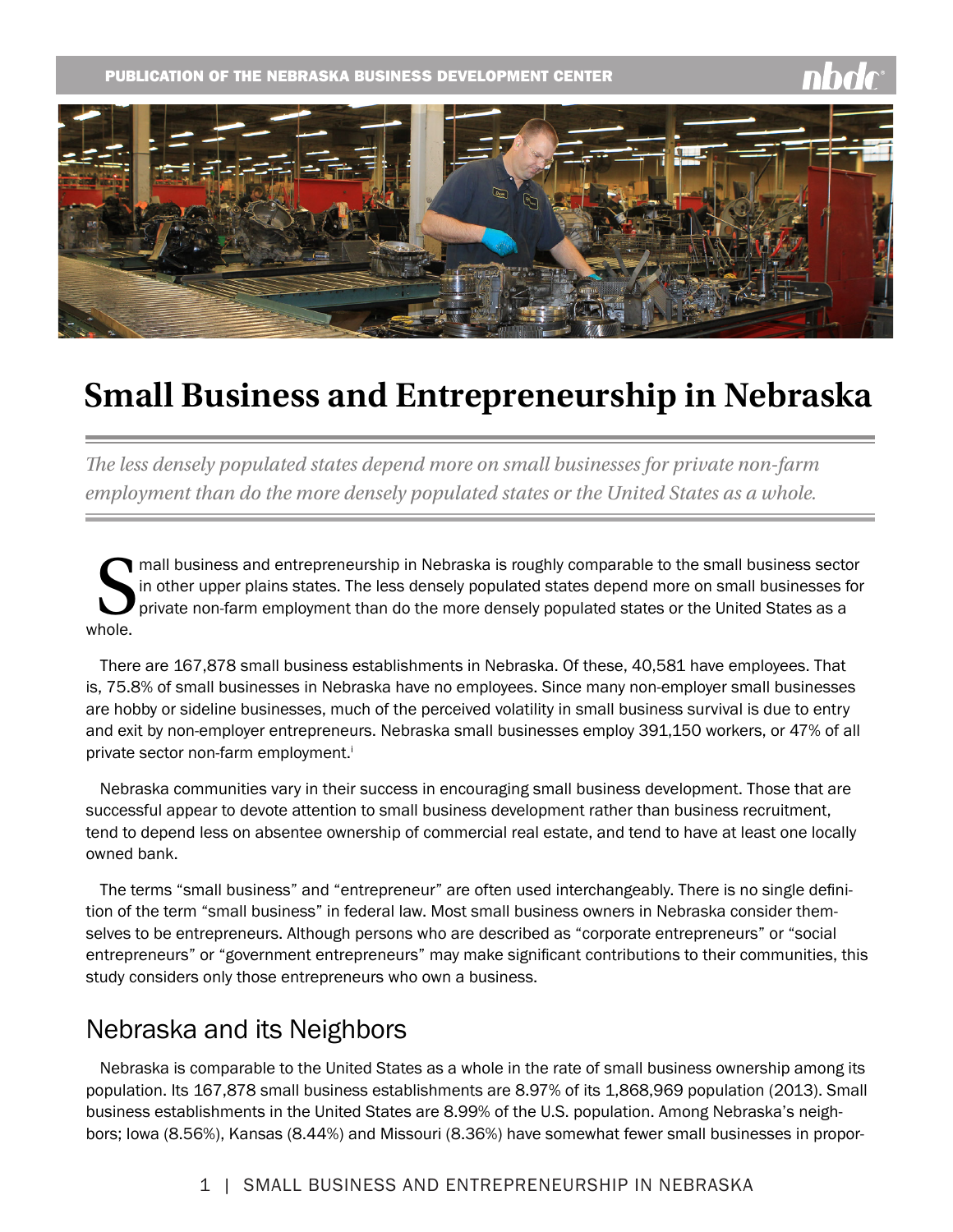# Small Business and Entrepreneurship in Nebraska

*The less densely populated states depend more on small businesses for private non-farm employment than do the more densely populated states or the United States as a whole.*

Small business and entrepreneurship in Nebraska is roughly comparable to the small business sector in other upper plains states. The less densely populated states depend more on small businesses for private non-farm employment than do the more densely populated states or the United States as a whole.

There are 167,878 small business establishments in Nebraska. Of these, 40,581 have employees. That is, 75.8% of small businesses in Nebraska have no employees. Since many non-employer small businesses are hobby or sideline businesses, much of the perceived volatility in small business survival is due to entry and exit by non-employer entrepreneurs. Nebraska small businesses employ 391,150 workers, or 47% of all private sector non-farm employment.[i]

Nebraska communities vary in their success in encouraging small business development. Those that are successful appear to devote attention to small business development rather than business recruitment, tend to depend less on absentee ownership of commercial real estate, and tend to have at least one locally owned bank.

The terms "small business" and "entrepreneur" are often used interchangeably. There is no single definition of the term "small business" in federal law. Most small business owners in Nebraska consider themselves to be entrepreneurs. Although persons who are described as "corporate entrepreneurs" or "social entrepreneurs" or "government entrepreneurs" may make significant contributions to their communities, this study considers only those entrepreneurs who own a business.

## Nebraska and its Neighbors

Nebraska is comparable to the United States as a whole in the rate of small business ownership among its population. Its 167,878 small business establishments are 8.97% of its 1,868,969 population (2013). Small business establishments in the United States are 8.99% of the U.S. population. Among Nebraska's neighbors; Iowa (8.56%), Kansas (8.44%) and Missouri (8.36%) have somewhat fewer small businesses in propor-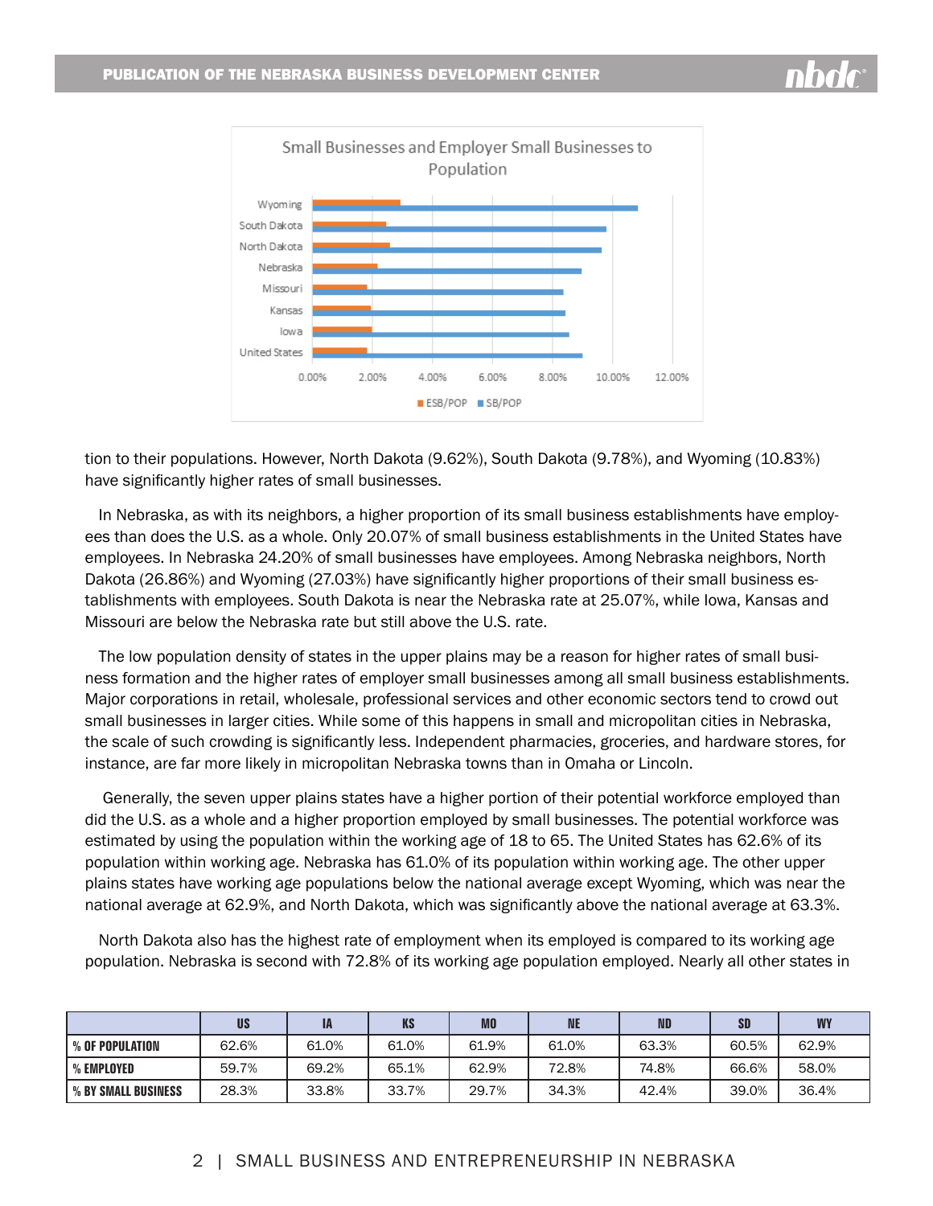Small Businesses and Employer Small Businesses to Population

tion to their populations. However, North Dakota (9.62%), South Dakota (9.78%), and Wyoming (10.83%) have significantly higher rates of small businesses.

In Nebraska, as with its neighbors, a higher proportion of its small business establishments have employees than does the U.S. as a whole. Only 20.07% of small business establishments in the United States have employees. In Nebraska 24.20% of small businesses have employees. Among Nebraska neighbors, North Dakota (26.86%) and Wyoming (27.03%) have significantly higher proportions of their small business establishments with employees. South Dakota is near the Nebraska rate at 25.07%, while Iowa, Kansas and Missouri are below the Nebraska rate but still above the U.S. rate.

The low population density of states in the upper plains may be a reason for higher rates of small business formation and the higher rates of employer small businesses among all small business establishments. Major corporations in retail, wholesale, professional services and other economic sectors tend to crowd out small businesses in larger cities. While some of this happens in small and micropolitan cities in Nebraska, the scale of such crowding is significantly less. Independent pharmacies, groceries, and hardware stores, for instance, are far more likely in micropolitan Nebraska towns than in Omaha or Lincoln.

Generally, the seven upper plains states have a higher portion of their potential workforce employed than did the U.S. as a whole and a higher proportion employed by small businesses. The potential workforce was estimated by using the population within the working age of 18 to 65. The United States has 62.6% of its population within working age. Nebraska has 61.0% of its population within working age. The other upper plains states have working age populations below the national average except Wyoming, which was near the national average at 62.9%, and North Dakota, which was significantly above the national average at 63.3%.

North Dakota also has the highest rate of employment when its employed is compared to its working age population. Nebraska is second with 72.8% of its working age population employed. Nearly all other states in

| | US | IA | KS | MO | NE | ND | SD | WY |
|---|---|---|---|---|---|---|---|---|
| % OF POPULATION | 62.6% | 61.0% | 61.0% | 61.9% | 61.0% | 63.3% | 60.5% | 62.9% |
| % EMPLOYED | 59.7% | 69.2% | 65.1% | 62.9% | 72.8% | 74.8% | 66.6% | 58.0% |
| % BY SMALL BUSINESS | 28.3% | 33.8% | 33.7% | 29.7% | 34.3% | 42.4% | 39.0% | 36.4% |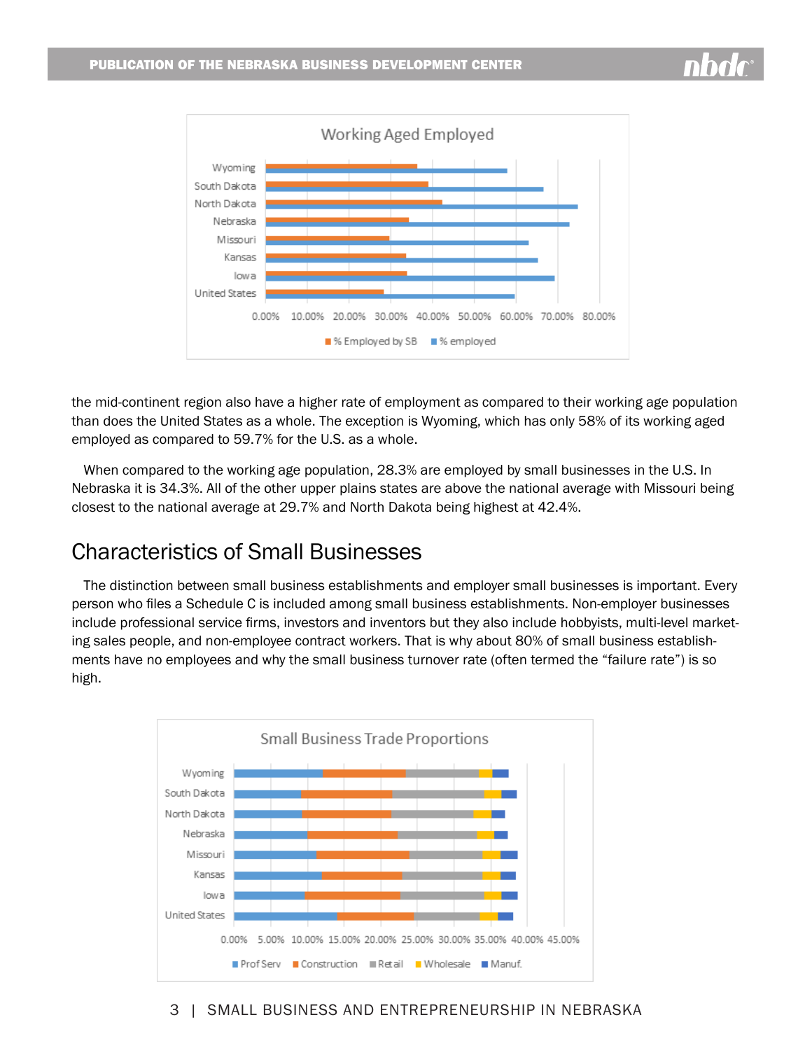the mid-continent region also have a higher rate of employment as compared to their working age population than does the United States as a whole. The exception is Wyoming, which has only 58% of its working aged employed as compared to 59.7% for the U.S. as a whole.

When compared to the working age population, 28.3% are employed by small businesses in the U.S. In Nebraska it is 34.3%. All of the other upper plains states are above the national average with Missouri being closest to the national average at 29.7% and North Dakota being highest at 42.4%.

## Characteristics of Small Businesses

The distinction between small business establishments and employer small businesses is important. Every person who files a Schedule C is included among small business establishments. Non-employer businesses include professional service firms, investors and inventors but they also include hobbyists, multi-level marketing sales people, and non-employee contract workers. That is why about 80% of small business establishments have no employees and why the small business turnover rate (often termed the "failure rate") is so high.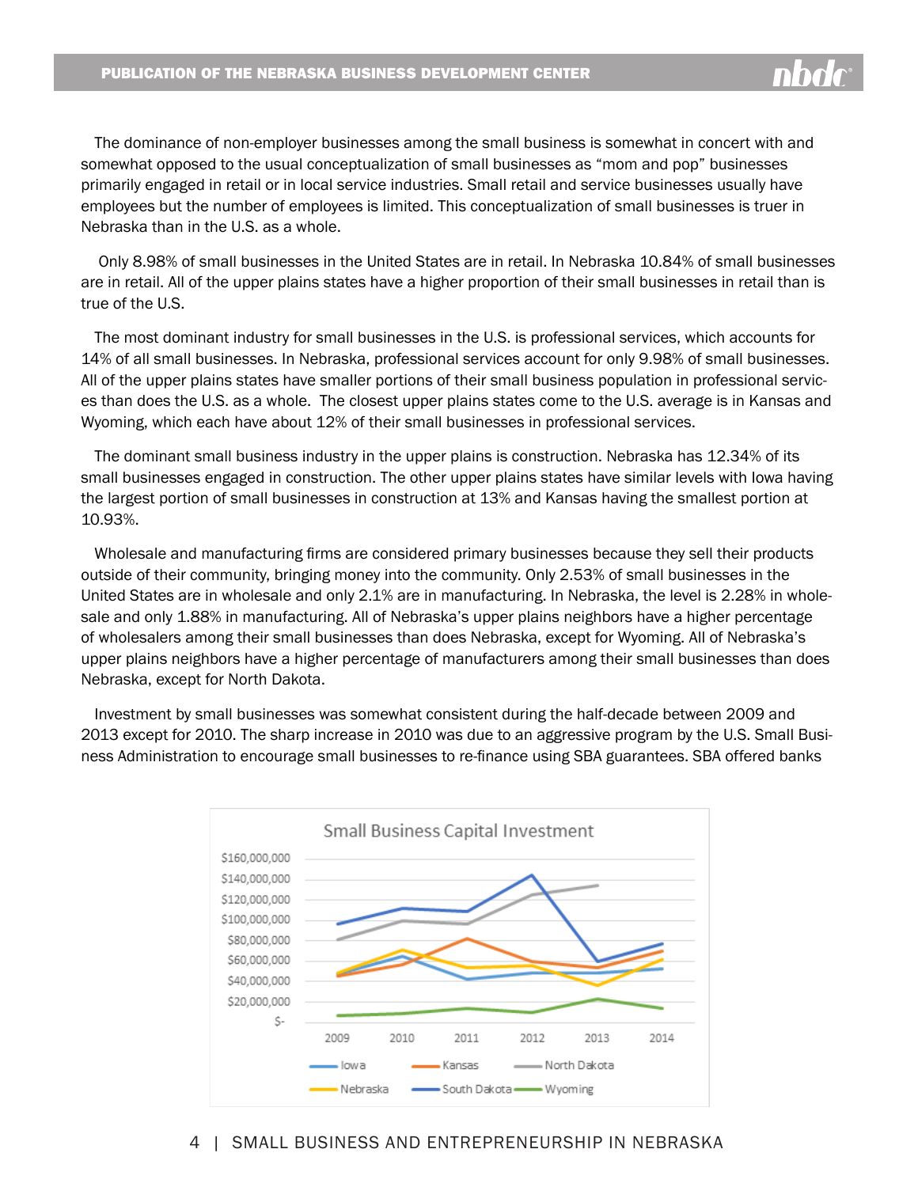The dominance of non-employer businesses among the small business is somewhat in concert with and somewhat opposed to the usual conceptualization of small businesses as "mom and pop" businesses primarily engaged in retail or in local service industries. Small retail and service businesses usually have employees but the number of employees is limited. This conceptualization of small businesses is truer in Nebraska than in the U.S. as a whole.

Only 8.98% of small businesses in the United States are in retail. In Nebraska 10.84% of small businesses are in retail. All of the upper plains states have a higher proportion of their small businesses in retail than is true of the U.S.

The most dominant industry for small businesses in the U.S. is professional services, which accounts for 14% of all small businesses. In Nebraska, professional services account for only 9.98% of small businesses. All of the upper plains states have smaller portions of their small business population in professional services than does the U.S. as a whole. The closest upper plains states come to the U.S. average is in Kansas and Wyoming, which each have about 12% of their small businesses in professional services.

The dominant small business industry in the upper plains is construction. Nebraska has 12.34% of its small businesses engaged in construction. The other upper plains states have similar levels with Iowa having the largest portion of small businesses in construction at 13% and Kansas having the smallest portion at 10.93%.

Wholesale and manufacturing firms are considered primary businesses because they sell their products outside of their community, bringing money into the community. Only 2.53% of small businesses in the United States are in wholesale and only 2.1% are in manufacturing. In Nebraska, the level is 2.28% in wholesale and only 1.88% in manufacturing. All of Nebraska's upper plains neighbors have a higher percentage of wholesalers among their small businesses than does Nebraska, except for Wyoming. All of Nebraska's upper plains neighbors have a higher percentage of manufacturers among their small businesses than does Nebraska, except for North Dakota.

Investment by small businesses was somewhat consistent during the half-decade between 2009 and 2013 except for 2010. The sharp increase in 2010 was due to an aggressive program by the U.S. Small Business Administration to encourage small businesses to re-finance using SBA guarantees. SBA offered banks

Small Business Capital Investment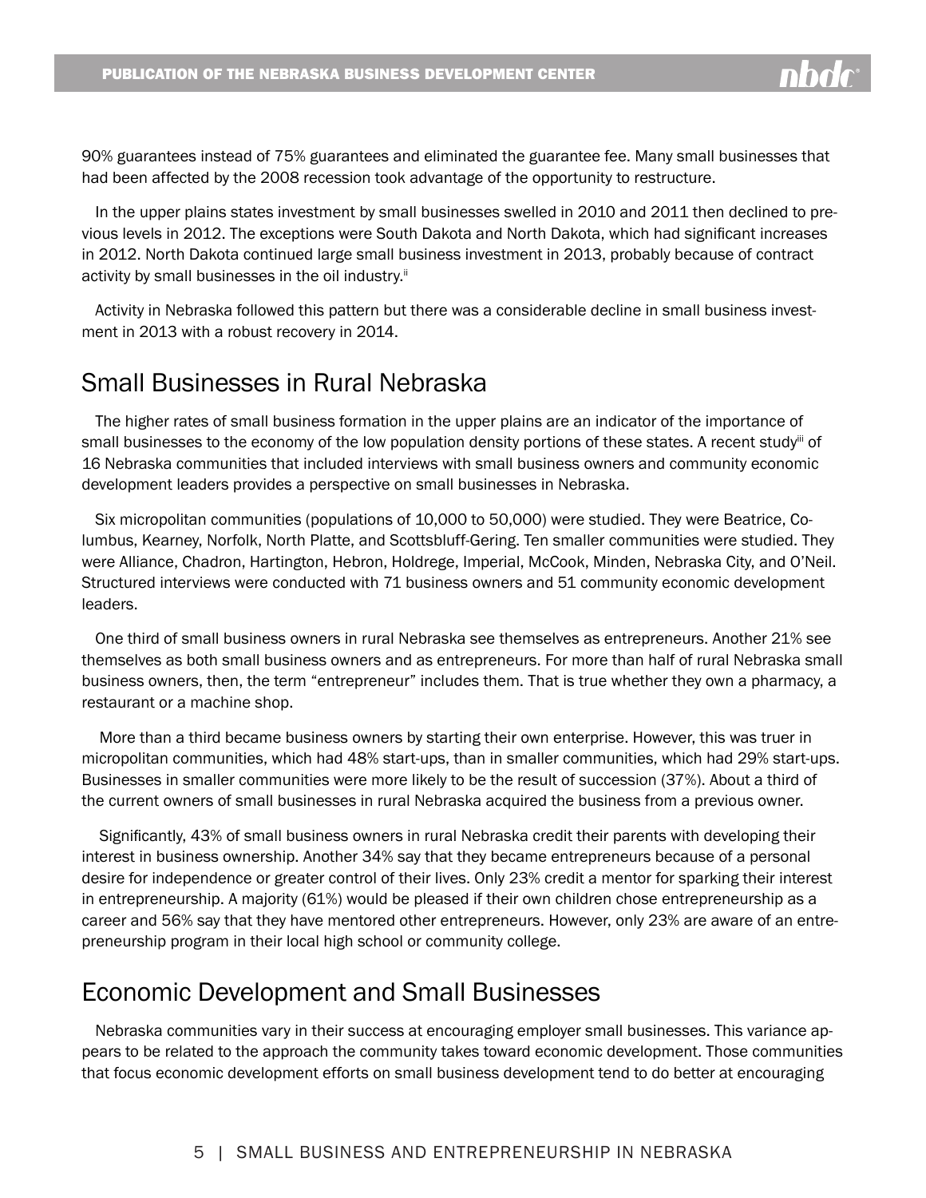90% guarantees instead of 75% guarantees and eliminated the guarantee fee. Many small businesses that had been affected by the 2008 recession took advantage of the opportunity to restructure.

In the upper plains states investment by small businesses swelled in 2010 and 2011 then declined to previous levels in 2012. The exceptions were South Dakota and North Dakota, which had significant increases in 2012. North Dakota continued large small business investment in 2013, probably because of contract activity by small businesses in the oil industry.[ii]

Activity in Nebraska followed this pattern but there was a considerable decline in small business investment in 2013 with a robust recovery in 2014.

## Small Businesses in Rural Nebraska

The higher rates of small business formation in the upper plains are an indicator of the importance of small businesses to the economy of the low population density portions of these states. A recent study[iii] of 16 Nebraska communities that included interviews with small business owners and community economic development leaders provides a perspective on small businesses in Nebraska.

Six micropolitan communities (populations of 10,000 to 50,000) were studied. They were Beatrice, Columbus, Kearney, Norfolk, North Platte, and Scottsbluff-Gering. Ten smaller communities were studied. They were Alliance, Chadron, Hartington, Hebron, Holdrege, Imperial, McCook, Minden, Nebraska City, and O'Neil. Structured interviews were conducted with 71 business owners and 51 community economic development leaders.

One third of small business owners in rural Nebraska see themselves as entrepreneurs. Another 21% see themselves as both small business owners and as entrepreneurs. For more than half of rural Nebraska small business owners, then, the term "entrepreneur" includes them. That is true whether they own a pharmacy, a restaurant or a machine shop.

More than a third became business owners by starting their own enterprise. However, this was truer in micropolitan communities, which had 48% start-ups, than in smaller communities, which had 29% start-ups. Businesses in smaller communities were more likely to be the result of succession (37%). About a third of the current owners of small businesses in rural Nebraska acquired the business from a previous owner.

Significantly, 43% of small business owners in rural Nebraska credit their parents with developing their interest in business ownership. Another 34% say that they became entrepreneurs because of a personal desire for independence or greater control of their lives. Only 23% credit a mentor for sparking their interest in entrepreneurship. A majority (61%) would be pleased if their own children chose entrepreneurship as a career and 56% say that they have mentored other entrepreneurs. However, only 23% are aware of an entrepreneurship program in their local high school or community college.

## Economic Development and Small Businesses

Nebraska communities vary in their success at encouraging employer small businesses. This variance appears to be related to the approach the community takes toward economic development. Those communities that focus economic development efforts on small business development tend to do better at encouraging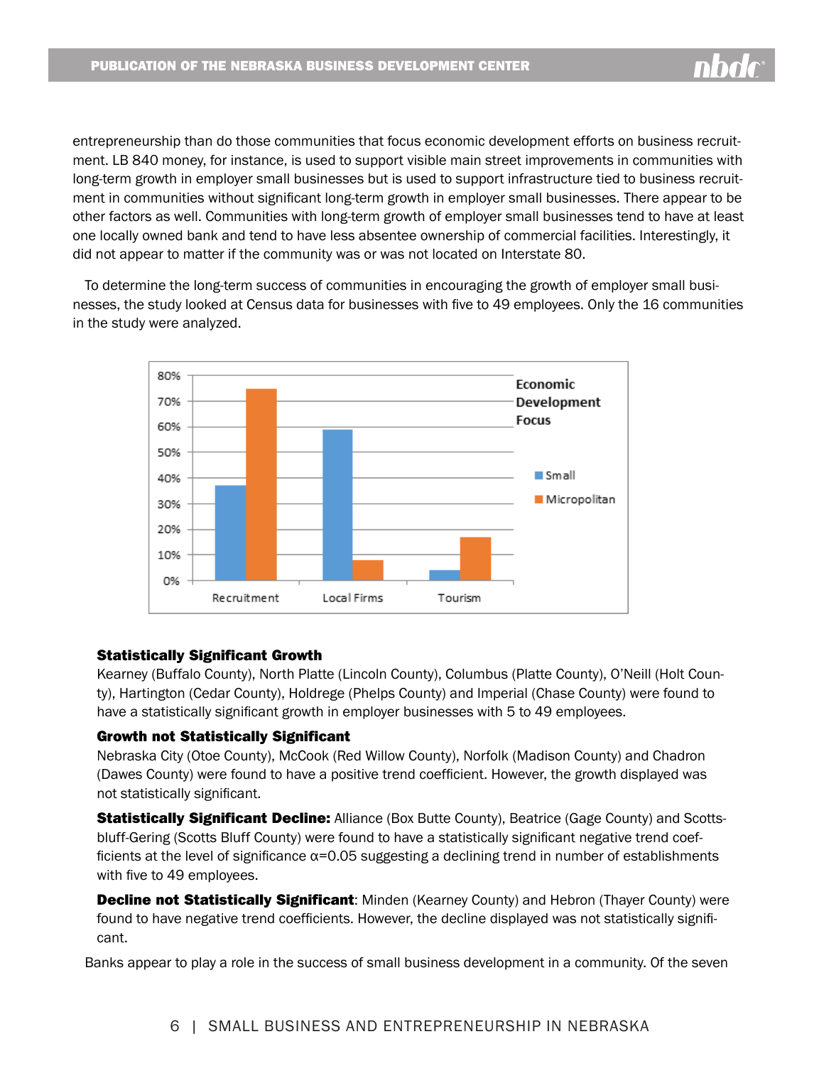entrepreneurship than do those communities that focus economic development efforts on business recruitment. LB 840 money, for instance, is used to support visible main street improvements in communities with long-term growth in employer small businesses but is used to support infrastructure tied to business recruitment in communities without significant long-term growth in employer small businesses. There appear to be other factors as well. Communities with long-term growth of employer small businesses tend to have at least one locally owned bank and tend to have less absentee ownership of commercial facilities. Interestingly, it did not appear to matter if the community was or was not located on Interstate 80.

To determine the long-term success of communities in encouraging the growth of employer small businesses, the study looked at Census data for businesses with five to 49 employees. Only the 16 communities in the study were analyzed.

**Economic Development Focus**

| | Small | Micropolitan |
|---|---|---|
| Recruitment | 37% | 75% |
| Local Firms | 59% | 8% |
| Tourism | 4% | 17% |

**Statistically Significant Growth**

Kearney (Buffalo County), North Platte (Lincoln County), Columbus (Platte County), O'Neill (Holt County), Hartington (Cedar County), Holdrege (Phelps County) and Imperial (Chase County) were found to have a statistically significant growth in employer businesses with 5 to 49 employees.

**Growth not Statistically Significant**

Nebraska City (Otoe County), McCook (Red Willow County), Norfolk (Madison County) and Chadron (Dawes County) were found to have a positive trend coefficient. However, the growth displayed was not statistically significant.

**Statistically Significant Decline:** Alliance (Box Butte County), Beatrice (Gage County) and Scottsbluff-Gering (Scotts Bluff County) were found to have a statistically significant negative trend coefficients at the level of significance $\alpha=0.05$ suggesting a declining trend in number of establishments with five to 49 employees.

**Decline not Statistically Significant**: Minden (Kearney County) and Hebron (Thayer County) were found to have negative trend coefficients. However, the decline displayed was not statistically significant.

Banks appear to play a role in the success of small business development in a community. Of the seven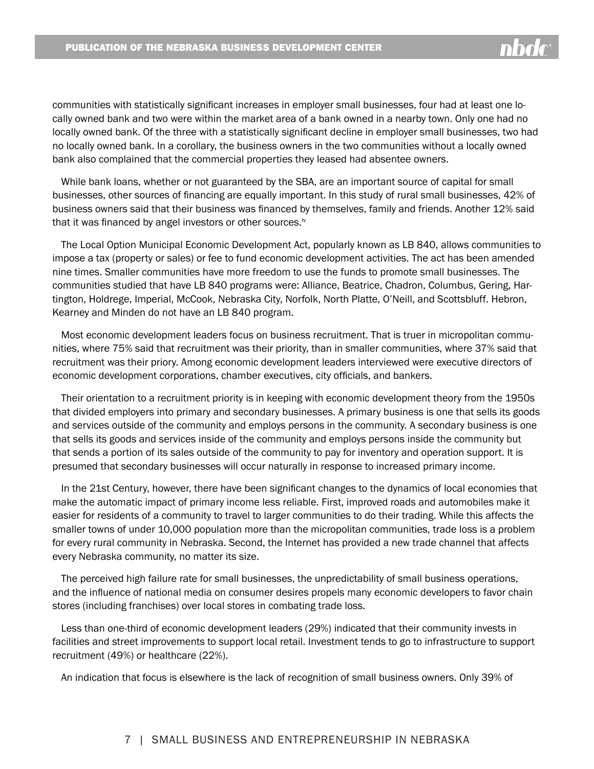communities with statistically significant increases in employer small businesses, four had at least one locally owned bank and two were within the market area of a bank owned in a nearby town. Only one had no locally owned bank. Of the three with a statistically significant decline in employer small businesses, two had no locally owned bank. In a corollary, the business owners in the two communities without a locally owned bank also complained that the commercial properties they leased had absentee owners.

While bank loans, whether or not guaranteed by the SBA, are an important source of capital for small businesses, other sources of financing are equally important. In this study of rural small businesses, 42% of business owners said that their business was financed by themselves, family and friends. Another 12% said that it was financed by angel investors or other sources.[iv]

The Local Option Municipal Economic Development Act, popularly known as LB 840, allows communities to impose a tax (property or sales) or fee to fund economic development activities. The act has been amended nine times. Smaller communities have more freedom to use the funds to promote small businesses. The communities studied that have LB 840 programs were: Alliance, Beatrice, Chadron, Columbus, Gering, Hartington, Holdrege, Imperial, McCook, Nebraska City, Norfolk, North Platte, O'Neill, and Scottsbluff. Hebron, Kearney and Minden do not have an LB 840 program.

Most economic development leaders focus on business recruitment. That is truer in micropolitan communities, where 75% said that recruitment was their priority, than in smaller communities, where 37% said that recruitment was their priory. Among economic development leaders interviewed were executive directors of economic development corporations, chamber executives, city officials, and bankers.

Their orientation to a recruitment priority is in keeping with economic development theory from the 1950s that divided employers into primary and secondary businesses. A primary business is one that sells its goods and services outside of the community and employs persons in the community. A secondary business is one that sells its goods and services inside of the community and employs persons inside the community but that sends a portion of its sales outside of the community to pay for inventory and operation support. It is presumed that secondary businesses will occur naturally in response to increased primary income.

In the 21st Century, however, there have been significant changes to the dynamics of local economies that make the automatic impact of primary income less reliable. First, improved roads and automobiles make it easier for residents of a community to travel to larger communities to do their trading. While this affects the smaller towns of under 10,000 population more than the micropolitan communities, trade loss is a problem for every rural community in Nebraska. Second, the Internet has provided a new trade channel that affects every Nebraska community, no matter its size.

The perceived high failure rate for small businesses, the unpredictability of small business operations, and the influence of national media on consumer desires propels many economic developers to favor chain stores (including franchises) over local stores in combating trade loss.

Less than one-third of economic development leaders (29%) indicated that their community invests in facilities and street improvements to support local retail. Investment tends to go to infrastructure to support recruitment (49%) or healthcare (22%).

An indication that focus is elsewhere is the lack of recognition of small business owners. Only 39% of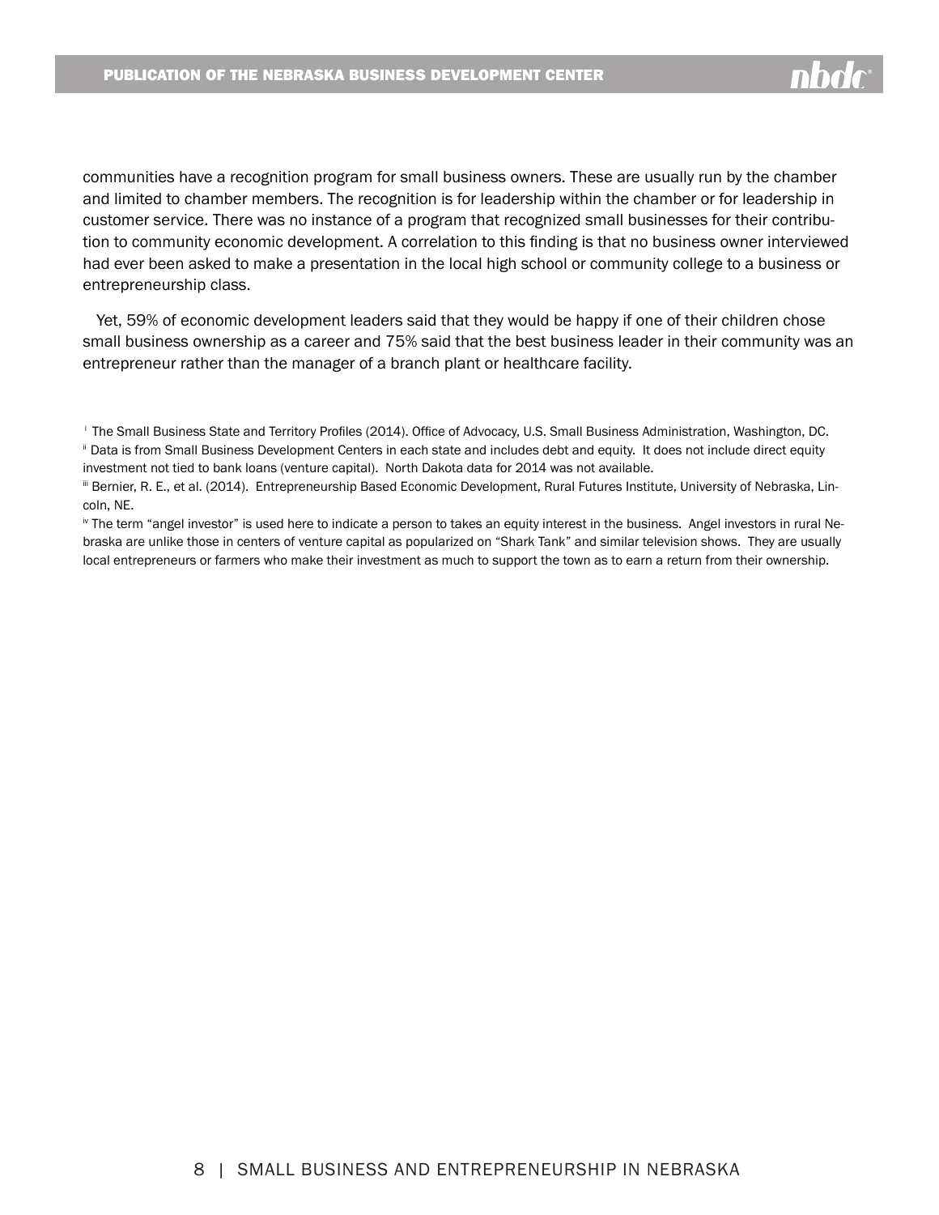communities have a recognition program for small business owners. These are usually run by the chamber and limited to chamber members. The recognition is for leadership within the chamber or for leadership in customer service. There was no instance of a program that recognized small businesses for their contribution to community economic development. A correlation to this finding is that no business owner interviewed had ever been asked to make a presentation in the local high school or community college to a business or entrepreneurship class.

Yet, 59% of economic development leaders said that they would be happy if one of their children chose small business ownership as a career and 75% said that the best business leader in their community was an entrepreneur rather than the manager of a branch plant or healthcare facility.

[i] The Small Business State and Territory Profiles (2014). Office of Advocacy, U.S. Small Business Administration, Washington, DC.

[ii] Data is from Small Business Development Centers in each state and includes debt and equity. It does not include direct equity investment not tied to bank loans (venture capital). North Dakota data for 2014 was not available.

[iii] Bernier, R. E., et al. (2014). Entrepreneurship Based Economic Development, Rural Futures Institute, University of Nebraska, Lincoln, NE.

[iv] The term "angel investor" is used here to indicate a person to takes an equity interest in the business. Angel investors in rural Nebraska are unlike those in centers of venture capital as popularized on "Shark Tank" and similar television shows. They are usually local entrepreneurs or farmers who make their investment as much to support the town as to earn a return from their ownership.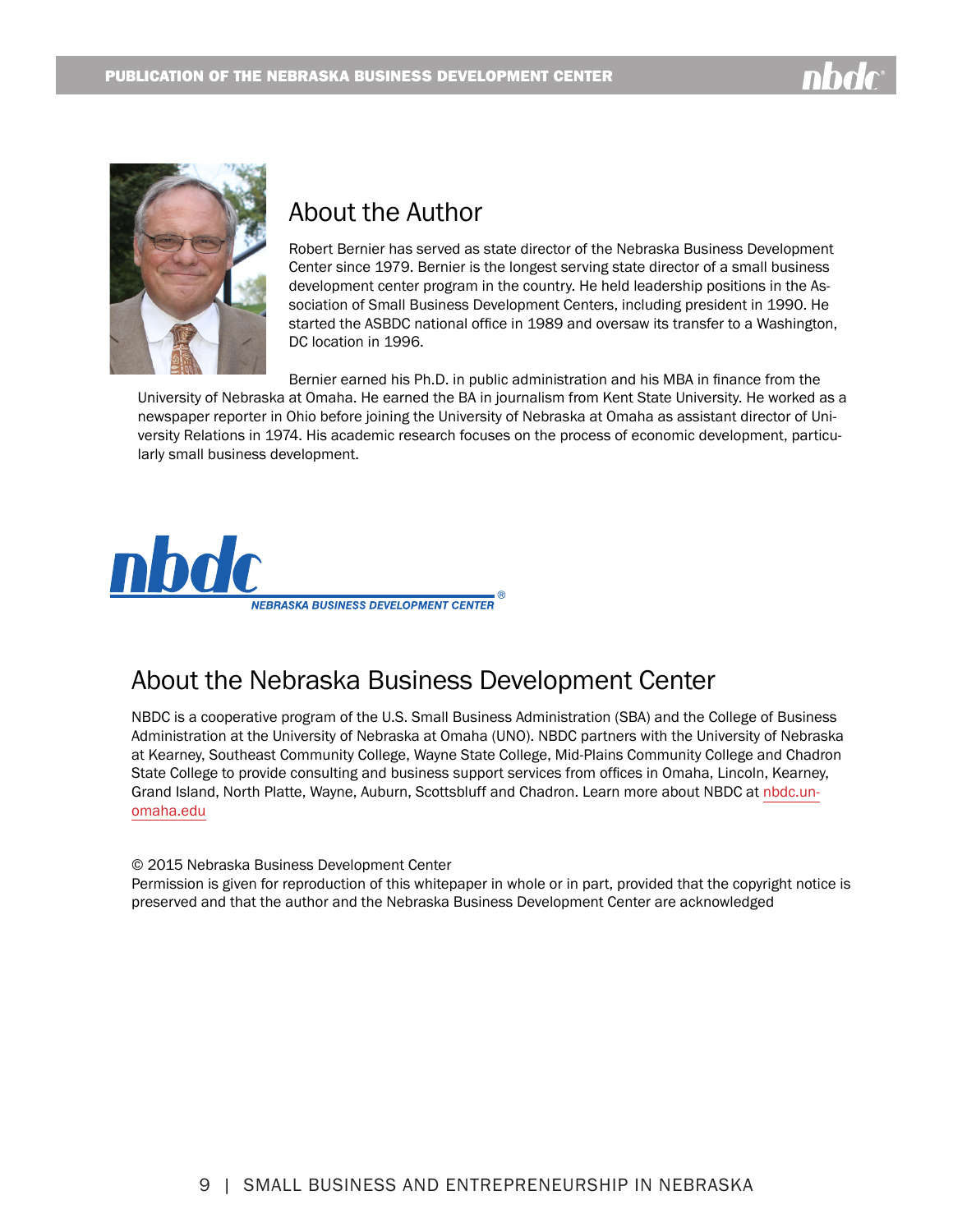## About the Author

Robert Bernier has served as state director of the Nebraska Business Development Center since 1979. Bernier is the longest serving state director of a small business development center program in the country. He held leadership positions in the Association of Small Business Development Centers, including president in 1990. He started the ASBDC national office in 1989 and oversaw its transfer to a Washington, DC location in 1996.

Bernier earned his Ph.D. in public administration and his MBA in finance from the University of Nebraska at Omaha. He earned the BA in journalism from Kent State University. He worked as a newspaper reporter in Ohio before joining the University of Nebraska at Omaha as assistant director of University Relations in 1974. His academic research focuses on the process of economic development, particularly small business development.

nbdc
NEBRASKA BUSINESS DEVELOPMENT CENTER

## About the Nebraska Business Development Center

NBDC is a cooperative program of the U.S. Small Business Administration (SBA) and the College of Business Administration at the University of Nebraska at Omaha (UNO). NBDC partners with the University of Nebraska at Kearney, Southeast Community College, Wayne State College, Mid-Plains Community College and Chadron State College to provide consulting and business support services from offices in Omaha, Lincoln, Kearney, Grand Island, North Platte, Wayne, Auburn, Scottsbluff and Chadron. Learn more about NBDC at nbdc.unomaha.edu

© 2015 Nebraska Business Development Center
Permission is given for reproduction of this whitepaper in whole or in part, provided that the copyright notice is preserved and that the author and the Nebraska Business Development Center are acknowledged